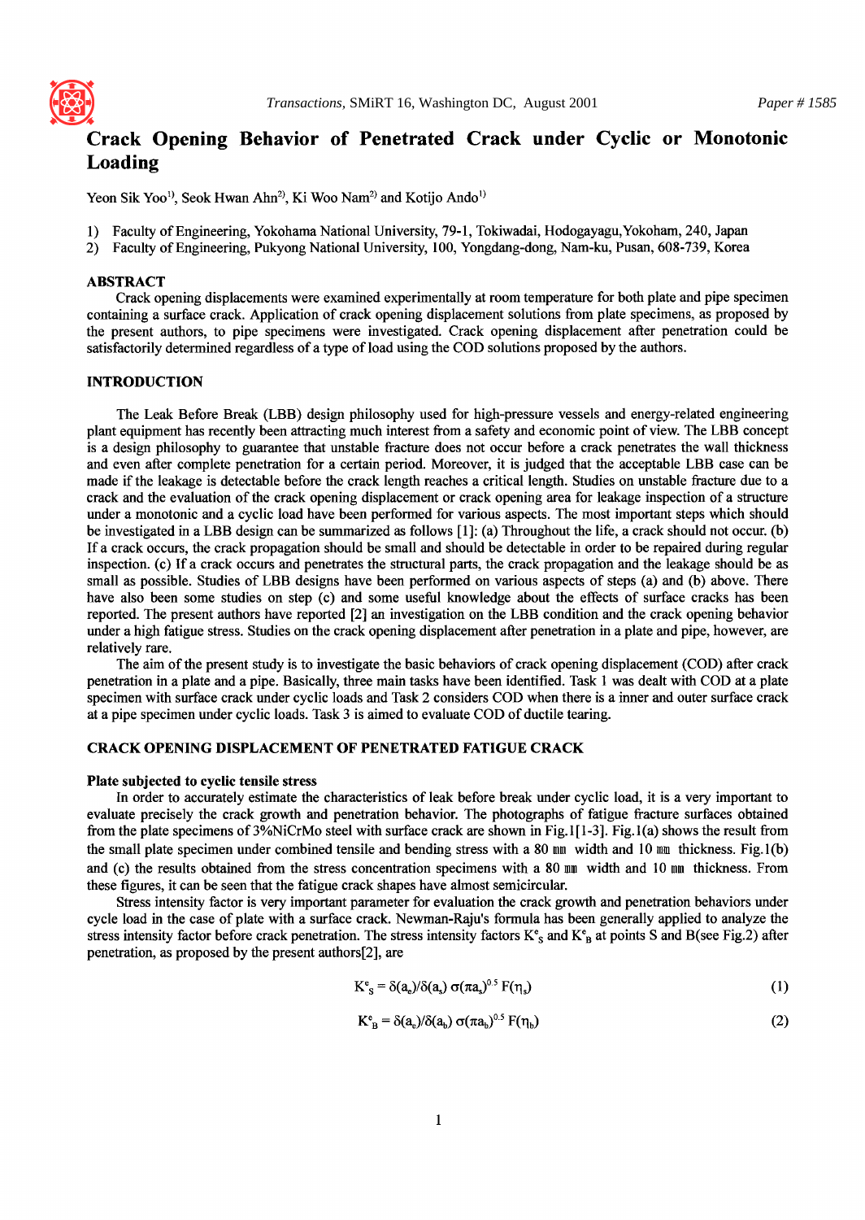# Crack Opening Behavior of Penetrated Crack under Cyclic or Monotonic Loading

Yeon Sik Yoo[1)], Seok Hwan Ahn[2)], Ki Woo Nam[2)] and Kotijo Ando[1)]

1) Faculty of Engineering, Yokohama National University, 79-1, Tokiwadai, Hodogayagu,Yokoham, 240, Japan
2) Faculty of Engineering, Pukyong National University, 100, Yongdang-dong, Nam-ku, Pusan, 608-739, Korea

## ABSTRACT

Crack opening displacements were examined experimentally at room temperature for both plate and pipe specimen containing a surface crack. Application of crack opening displacement solutions from plate specimens, as proposed by the present authors, to pipe specimens were investigated. Crack opening displacement after penetration could be satisfactorily determined regardless of a type of load using the COD solutions proposed by the authors.

## INTRODUCTION

The Leak Before Break (LBB) design philosophy used for high-pressure vessels and energy-related engineering plant equipment has recently been attracting much interest from a safety and economic point of view. The LBB concept is a design philosophy to guarantee that unstable fracture does not occur before a crack penetrates the wall thickness and even after complete penetration for a certain period. Moreover, it is judged that the acceptable LBB case can be made if the leakage is detectable before the crack length reaches a critical length. Studies on unstable fracture due to a crack and the evaluation of the crack opening displacement or crack opening area for leakage inspection of a structure under a monotonic and a cyclic load have been performed for various aspects. The most important steps which should be investigated in a LBB design can be summarized as follows [1]: (a) Throughout the life, a crack should not occur. (b) If a crack occurs, the crack propagation should be small and should be detectable in order to be repaired during regular inspection. (c) If a crack occurs and penetrates the structural parts, the crack propagation and the leakage should be as small as possible. Studies of LBB designs have been performed on various aspects of steps (a) and (b) above. There have also been some studies on step (c) and some useful knowledge about the effects of surface cracks has been reported. The present authors have reported [2] an investigation on the LBB condition and the crack opening behavior under a high fatigue stress. Studies on the crack opening displacement after penetration in a plate and pipe, however, are relatively rare.

The aim of the present study is to investigate the basic behaviors of crack opening displacement (COD) after crack penetration in a plate and a pipe. Basically, three main tasks have been identified. Task 1 was dealt with COD at a plate specimen with surface crack under cyclic loads and Task 2 considers COD when there is a inner and outer surface crack at a pipe specimen under cyclic loads. Task 3 is aimed to evaluate COD of ductile tearing.

## CRACK OPENING DISPLACEMENT OF PENETRATED FATIGUE CRACK

### Plate subjected to cyclic tensile stress

In order to accurately estimate the characteristics of leak before break under cyclic load, it is a very important to evaluate precisely the crack growth and penetration behavior. The photographs of fatigue fracture surfaces obtained from the plate specimens of 3%NiCrMo steel with surface crack are shown in Fig.1[1-3]. Fig.1(a) shows the result from the small plate specimen under combined tensile and bending stress with a 80 mm width and 10 mm thickness. Fig.1(b) and (c) the results obtained from the stress concentration specimens with a 80 mm width and 10 mm thickness. From these figures, it can be seen that the fatigue crack shapes have almost semicircular.

Stress intensity factor is very important parameter for evaluation the crack growth and penetration behaviors under cycle load in the case of plate with a surface crack. Newman-Raju's formula has been generally applied to analyze the stress intensity factor before crack penetration. The stress intensity factors $K^e_S$ and $K^e_B$ at points S and B(see Fig.2) after penetration, as proposed by the present authors[2], are

$$K^e_S = \delta(a_e)/\delta(a_s)\ \sigma(\pi a_s)^{0.5}\ F(\eta_s) \tag{1}$$

$$K^e_B = \delta(a_e)/\delta(a_b)\ \sigma(\pi a_b)^{0.5}\ F(\eta_b) \tag{2}$$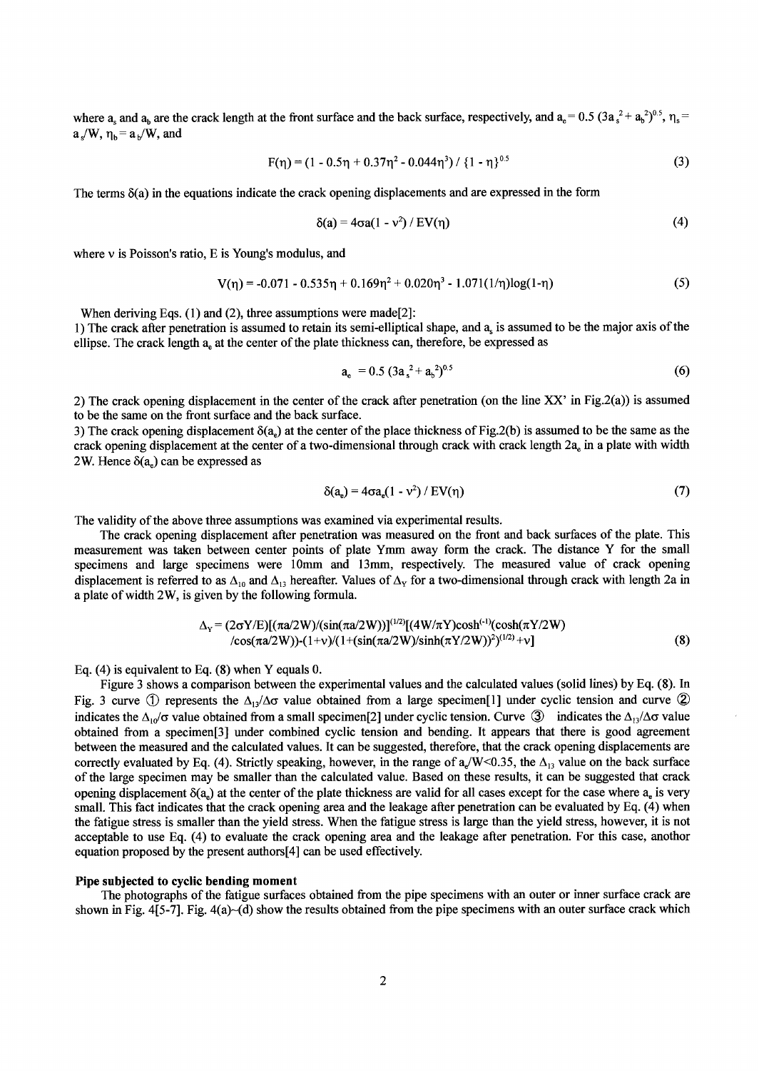where $a_s$ and $a_b$ are the crack length at the front surface and the back surface, respectively, and $a_e = 0.5\,(3a_s^2 + a_b^2)^{0.5}$, $\eta_s = a_s/W$, $\eta_b = a_b/W$, and

$$F(\eta) = (1 - 0.5\eta + 0.37\eta^2 - 0.044\eta^3) / \{1 - \eta\}^{0.5} \tag{3}$$

The terms $\delta(a)$ in the equations indicate the crack opening displacements and are expressed in the form

$$\delta(a) = 4\sigma a(1 - \nu^2) / EV(\eta) \tag{4}$$

where $\nu$ is Poisson's ratio, E is Young's modulus, and

$$V(\eta) = -0.071 - 0.535\eta + 0.169\eta^2 + 0.020\eta^3 - 1.071(1/\eta)\log(1-\eta) \tag{5}$$

When deriving Eqs. (1) and (2), three assumptions were made[2]:

1) The crack after penetration is assumed to retain its semi-elliptical shape, and $a_s$ is assumed to be the major axis of the ellipse. The crack length $a_e$ at the center of the plate thickness can, therefore, be expressed as

$$a_e = 0.5\,(3a_s^2 + a_b^2)^{0.5} \tag{6}$$

2) The crack opening displacement in the center of the crack after penetration (on the line XX' in Fig.2(a)) is assumed to be the same on the front surface and the back surface.

3) The crack opening displacement $\delta(a_e)$ at the center of the place thickness of Fig.2(b) is assumed to be the same as the crack opening displacement at the center of a two-dimensional through crack with crack length $2a_e$ in a plate with width 2W. Hence $\delta(a_e)$ can be expressed as

$$\delta(a_e) = 4\sigma a_e(1 - \nu^2) / EV(\eta) \tag{7}$$

The validity of the above three assumptions was examined via experimental results.

The crack opening displacement after penetration was measured on the front and back surfaces of the plate. This measurement was taken between center points of plate Ymm away form the crack. The distance Y for the small specimens and large specimens were 10mm and 13mm, respectively. The measured value of crack opening displacement is referred to as $\Delta_{10}$ and $\Delta_{13}$ hereafter. Values of $\Delta_Y$ for a two-dimensional through crack with length 2a in a plate of width 2W, is given by the following formula.

$$\Delta_Y = (2\sigma Y/E)[(\pi a/2W)/(\sin(\pi a/2W))]^{(1/2)}[(4W/\pi Y)\cosh^{(-1)}(\cosh(\pi Y/2W)/\cos(\pi a/2W)) - (1+\nu)/(1+(\sin(\pi a/2W)/\sinh(\pi Y/2W))^2)^{(1/2)} + \nu] \tag{8}$$

Eq. (4) is equivalent to Eq. (8) when Y equals 0.

Figure 3 shows a comparison between the experimental values and the calculated values (solid lines) by Eq. (8). In Fig. 3 curve ① represents the $\Delta_{13}/\Delta\sigma$ value obtained from a large specimen[1] under cyclic tension and curve ② indicates the $\Delta_{10}/\sigma$ value obtained from a small specimen[2] under cyclic tension. Curve ③ indicates the $\Delta_{13}/\Delta\sigma$ value obtained from a specimen[3] under combined cyclic tension and bending. It appears that there is good agreement between the measured and the calculated values. It can be suggested, therefore, that the crack opening displacements are correctly evaluated by Eq. (4). Strictly speaking, however, in the range of $a_e/W<0.35$, the $\Delta_{13}$ value on the back surface of the large specimen may be smaller than the calculated value. Based on these results, it can be suggested that crack opening displacement $\delta(a_e)$ at the center of the plate thickness are valid for all cases except for the case where $a_e$ is very small. This fact indicates that the crack opening area and the leakage after penetration can be evaluated by Eq. (4) when the fatigue stress is smaller than the yield stress. When the fatigue stress is large than the yield stress, however, it is not acceptable to use Eq. (4) to evaluate the crack opening area and the leakage after penetration. For this case, anothor equation proposed by the present authors[4] can be used effectively.

**Pipe subjected to cyclic bending moment**

The photographs of the fatigue surfaces obtained from the pipe specimens with an outer or inner surface crack are shown in Fig. 4[5-7]. Fig. 4(a)~(d) show the results obtained from the pipe specimens with an outer surface crack which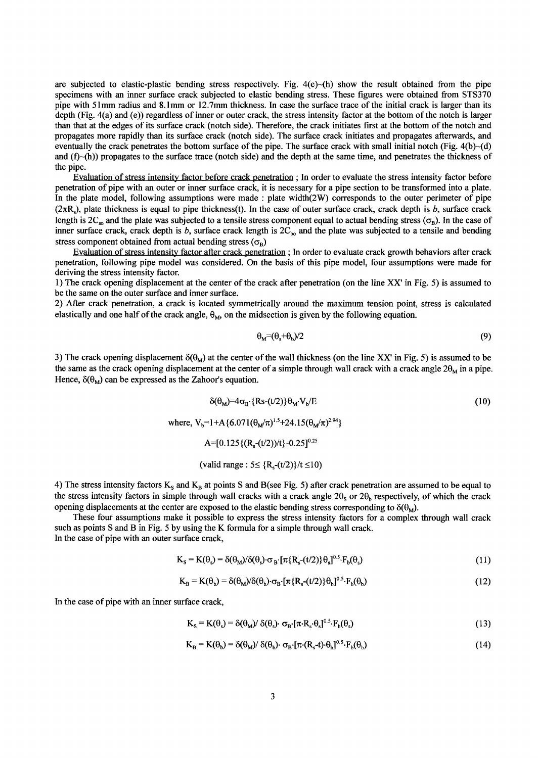are subjected to elastic-plastic bending stress respectively. Fig. 4(e)~(h) show the result obtained from the pipe specimens with an inner surface crack subjected to elastic bending stress. These figures were obtained from STS370 pipe with 51mm radius and 8.1mm or 12.7mm thickness. In case the surface trace of the initial crack is larger than its depth (Fig. 4(a) and (e)) regardless of inner or outer crack, the stress intensity factor at the bottom of the notch is larger than that at the edges of its surface crack (notch side). Therefore, the crack initiates first at the bottom of the notch and propagates more rapidly than its surface crack (notch side). The surface crack initiates and propagates afterwards, and eventually the crack penetrates the bottom surface of the pipe. The surface crack with small initial notch (Fig. 4(b)~(d) and (f)~(h)) propagates to the surface trace (notch side) and the depth at the same time, and penetrates the thickness of the pipe.

<u>Evaluation of stress intensity factor before crack penetration</u> ; In order to evaluate the stress intensity factor before penetration of pipe with an outer or inner surface crack, it is necessary for a pipe section to be transformed into a plate. In the plate model, following assumptions were made : plate width(2W) corresponds to the outer perimeter of pipe ($2\pi R_s$), plate thickness is equal to pipe thickness(t). In the case of outer surface crack, crack depth is $b$, surface crack length is $2C_{so}$ and the plate was subjected to a tensile stress component equal to actual bending stress ($\sigma_B$). In the case of inner surface crack, crack depth is $b$, surface crack length is $2C_{bo}$ and the plate was subjected to a tensile and bending stress component obtained from actual bending stress ($\sigma_B$)

<u>Evaluation of stress intensity factor after crack penetration</u> ; In order to evaluate crack growth behaviors after crack penetration, following pipe model was considered. On the basis of this pipe model, four assumptions were made for deriving the stress intensity factor.

1) The crack opening displacement at the center of the crack after penetration (on the line XX' in Fig. 5) is assumed to be the same on the outer surface and inner surface.

2) After crack penetration, a crack is located symmetrically around the maximum tension point, stress is calculated elastically and one half of the crack angle, $\theta_M$, on the midsection is given by the following equation.

$$\theta_M=(\theta_s+\theta_b)/2 \tag{9}$$

3) The crack opening displacement $\delta(\theta_M)$ at the center of the wall thickness (on the line XX' in Fig. 5) is assumed to be the same as the crack opening displacement at the center of a simple through wall crack with a crack angle $2\theta_M$ in a pipe. Hence, $\delta(\theta_M)$ can be expressed as the Zahoor's equation.

$$\delta(\theta_M)=4\sigma_B\cdot\{Rs-(t/2)\}\theta_M\cdot V_b/E \tag{10}$$

$$\text{where, } V_b=1+A\{6.071(\theta_M/\pi)^{1.5}+24.15(\theta_M/\pi)^{2.94}\}$$

$$A=[0.125\{(R_s-(t/2))/t\}-0.25]^{0.25}$$

$$(\text{valid range} : 5\leq \{R_s-(t/2)\}/t \leq 10)$$

4) The stress intensity factors $K_S$ and $K_B$ at points S and B(see Fig. 5) after crack penetration are assumed to be equal to the stress intensity factors in simple through wall cracks with a crack angle $2\theta_S$ or $2\theta_b$ respectively, of which the crack opening displacements at the center are exposed to the elastic bending stress corresponding to $\delta(\theta_M)$.

These four assumptions make it possible to express the stress intensity factors for a complex through wall crack such as points S and B in Fig. 5 by using the K formula for a simple through wall crack.

In the case of pipe with an outer surface crack,

$$K_S = K(\theta_s) = \delta(\theta_M)/\delta(\theta_s)\cdot\sigma_B\cdot[\pi\{R_s-(t/2)\}\theta_s]^{0.5}\cdot F_b(\theta_s) \tag{11}$$

$$K_B = K(\theta_b) = \delta(\theta_M)/\delta(\theta_b)\cdot\sigma_B\cdot[\pi\{R_s-(t/2)\}\theta_b]^{0.5}\cdot F_b(\theta_b) \tag{12}$$

In the case of pipe with an inner surface crack,

$$K_S = K(\theta_s) = \delta(\theta_M)/\ \delta(\theta_s)\cdot\ \sigma_B\cdot[\pi\cdot R_s\cdot\theta_s]^{0.5}\cdot F_b(\theta_s) \tag{13}$$

$$K_B = K(\theta_b) = \delta(\theta_M)/\ \delta(\theta_b)\cdot\ \sigma_B\cdot[\pi\cdot(R_s-t)\cdot\theta_b]^{0.5}\cdot F_b(\theta_b) \tag{14}$$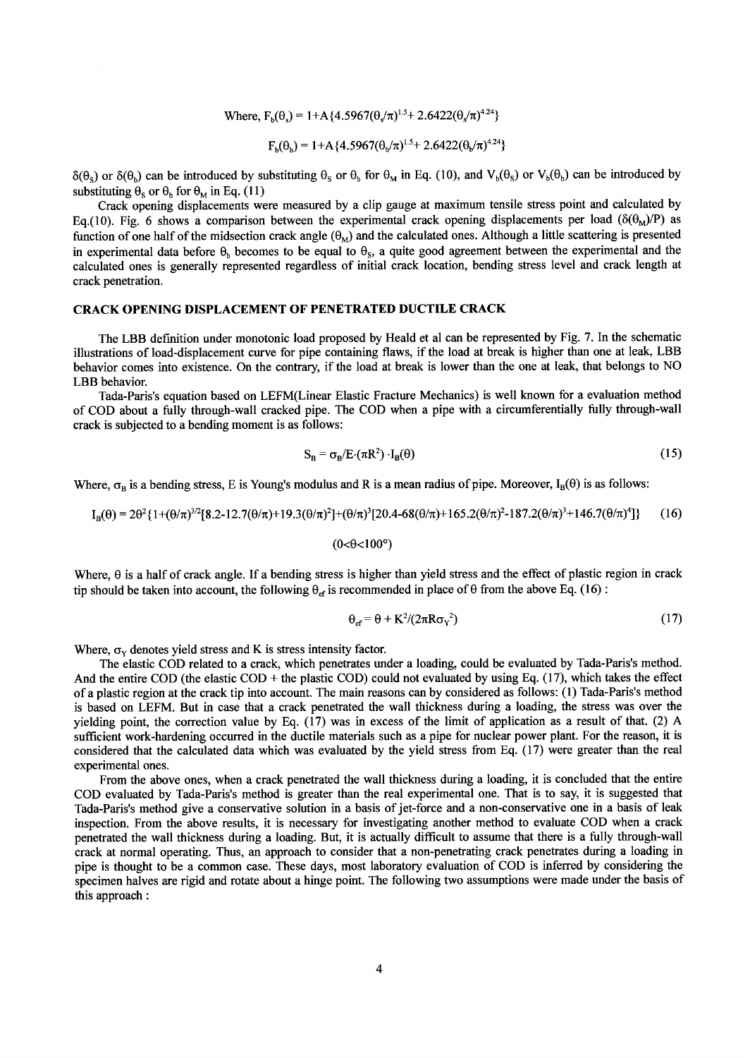Where, $F_b(\theta_s) = 1+A\{4.5967(\theta_s/\pi)^{1.5}+ 2.6422(\theta_s/\pi)^{4.24}\}$

$$F_b(\theta_b) = 1+A\{4.5967(\theta_b/\pi)^{1.5}+ 2.6422(\theta_b/\pi)^{4.24}\}$$

$\delta(\theta_S)$ or $\delta(\theta_b)$ can be introduced by substituting $\theta_S$ or $\theta_b$ for $\theta_M$ in Eq. (10), and $V_b(\theta_S)$ or $V_b(\theta_b)$ can be introduced by substituting $\theta_S$ or $\theta_b$ for $\theta_M$ in Eq. (11)

Crack opening displacements were measured by a clip gauge at maximum tensile stress point and calculated by Eq.(10). Fig. 6 shows a comparison between the experimental crack opening displacements per load ($\delta(\theta_M)/P$) as function of one half of the midsection crack angle ($\theta_M$) and the calculated ones. Although a little scattering is presented in experimental data before $\theta_b$ becomes to be equal to $\theta_S$, a quite good agreement between the experimental and the calculated ones is generally represented regardless of initial crack location, bending stress level and crack length at crack penetration.

## CRACK OPENING DISPLACEMENT OF PENETRATED DUCTILE CRACK

The LBB definition under monotonic load proposed by Heald et al can be represented by Fig. 7. In the schematic illustrations of load-displacement curve for pipe containing flaws, if the load at break is higher than one at leak, LBB behavior comes into existence. On the contrary, if the load at break is lower than the one at leak, that belongs to NO LBB behavior.

Tada-Paris's equation based on LEFM(Linear Elastic Fracture Mechanics) is well known for a evaluation method of COD about a fully through-wall cracked pipe. The COD when a pipe with a circumferentially fully through-wall crack is subjected to a bending moment is as follows:

$$S_B = \sigma_B/E \cdot (\pi R^2) \cdot I_B(\theta) \tag{15}$$

Where, $\sigma_B$ is a bending stress, E is Young's modulus and R is a mean radius of pipe. Moreover, $I_B(\theta)$ is as follows:

$$I_B(\theta) = 2\theta^2\{1+(\theta/\pi)^{3/2}[8.2-12.7(\theta/\pi)+19.3(\theta/\pi)^2]+(\theta/\pi)^3[20.4-68(\theta/\pi)+165.2(\theta/\pi)^2-187.2(\theta/\pi)^3+146.7(\theta/\pi)^4]\} \tag{16}$$

$$(0<\theta<100°)$$

Where, $\theta$ is a half of crack angle. If a bending stress is higher than yield stress and the effect of plastic region in crack tip should be taken into account, the following $\theta_{ef}$ is recommended in place of $\theta$ from the above Eq. (16) :

$$\theta_{ef} = \theta + K^2/(2\pi R\sigma_Y^2) \tag{17}$$

Where, $\sigma_Y$ denotes yield stress and K is stress intensity factor.

The elastic COD related to a crack, which penetrates under a loading, could be evaluated by Tada-Paris's method. And the entire COD (the elastic COD + the plastic COD) could not evaluated by using Eq. (17), which takes the effect of a plastic region at the crack tip into account. The main reasons can by considered as follows: (1) Tada-Paris's method is based on LEFM. But in case that a crack penetrated the wall thickness during a loading, the stress was over the yielding point, the correction value by Eq. (17) was in excess of the limit of application as a result of that. (2) A sufficient work-hardening occurred in the ductile materials such as a pipe for nuclear power plant. For the reason, it is considered that the calculated data which was evaluated by the yield stress from Eq. (17) were greater than the real experimental ones.

From the above ones, when a crack penetrated the wall thickness during a loading, it is concluded that the entire COD evaluated by Tada-Paris's method is greater than the real experimental one. That is to say, it is suggested that Tada-Paris's method give a conservative solution in a basis of jet-force and a non-conservative one in a basis of leak inspection. From the above results, it is necessary for investigating another method to evaluate COD when a crack penetrated the wall thickness during a loading. But, it is actually difficult to assume that there is a fully through-wall crack at normal operating. Thus, an approach to consider that a non-penetrating crack penetrates during a loading in pipe is thought to be a common case. These days, most laboratory evaluation of COD is inferred by considering the specimen halves are rigid and rotate about a hinge point. The following two assumptions were made under the basis of this approach :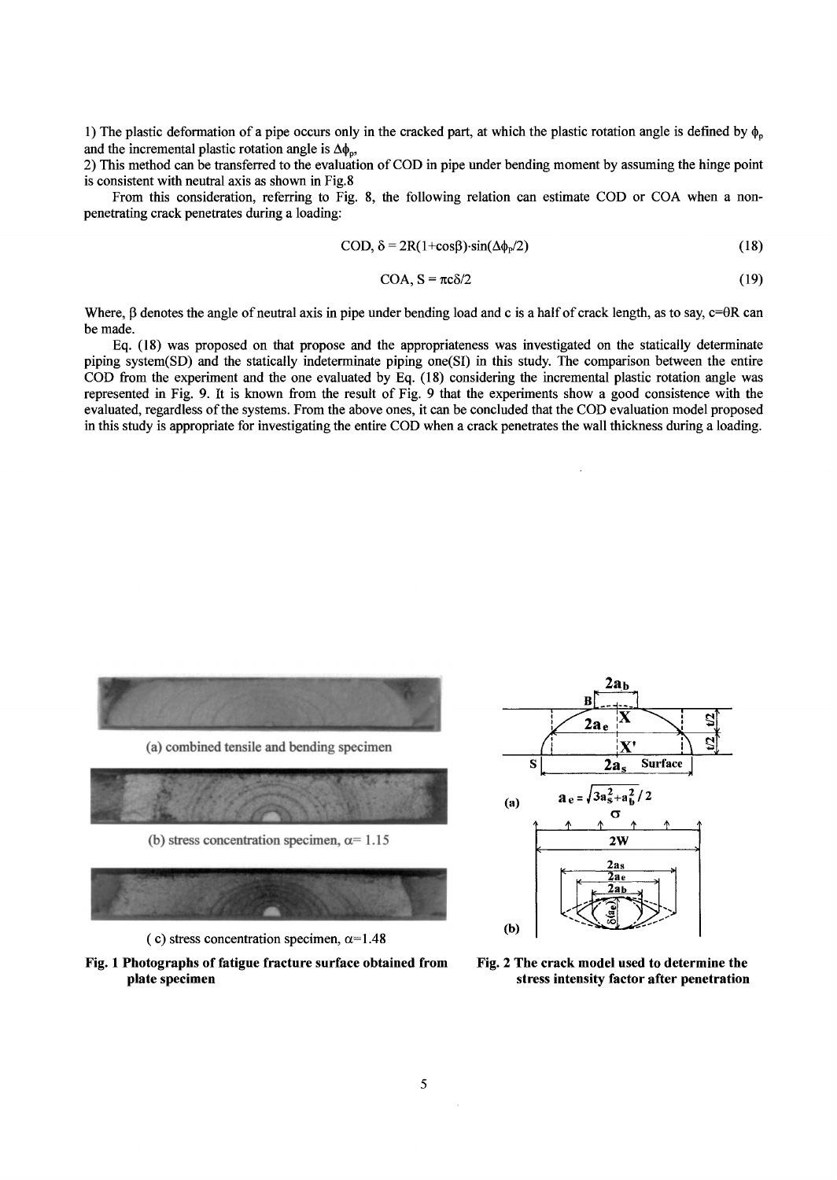1) The plastic deformation of a pipe occurs only in the cracked part, at which the plastic rotation angle is defined by $\phi_p$ and the incremental plastic rotation angle is $\Delta\phi_p$,

2) This method can be transferred to the evaluation of COD in pipe under bending moment by assuming the hinge point is consistent with neutral axis as shown in Fig.8

From this consideration, referring to Fig. 8, the following relation can estimate COD or COA when a non-penetrating crack penetrates during a loading:

$$\text{COD, } \delta = 2R(1+\cos\beta)\cdot\sin(\Delta\phi_p/2) \tag{18}$$

$$\text{COA, } S = \pi c\delta/2 \tag{19}$$

Where, $\beta$ denotes the angle of neutral axis in pipe under bending load and c is a half of crack length, as to say, $c=\theta R$ can be made.

Eq. (18) was proposed on that propose and the appropriateness was investigated on the statically determinate piping system(SD) and the statically indeterminate piping one(SI) in this study. The comparison between the entire COD from the experiment and the one evaluated by Eq. (18) considering the incremental plastic rotation angle was represented in Fig. 9. It is known from the result of Fig. 9 that the experiments show a good consistence with the evaluated, regardless of the systems. From the above ones, it can be concluded that the COD evaluation model proposed in this study is appropriate for investigating the entire COD when a crack penetrates the wall thickness during a loading.

(a) combined tensile and bending specimen

(b) stress concentration specimen, $\alpha$= 1.15

( c) stress concentration specimen, $\alpha$=1.48

**Fig. 1 Photographs of fatigue fracture surface obtained from plate specimen**

(a) $a_e = \sqrt{3a_s^2+a_b^2}/2$

**Fig. 2 The crack model used to determine the stress intensity factor after penetration**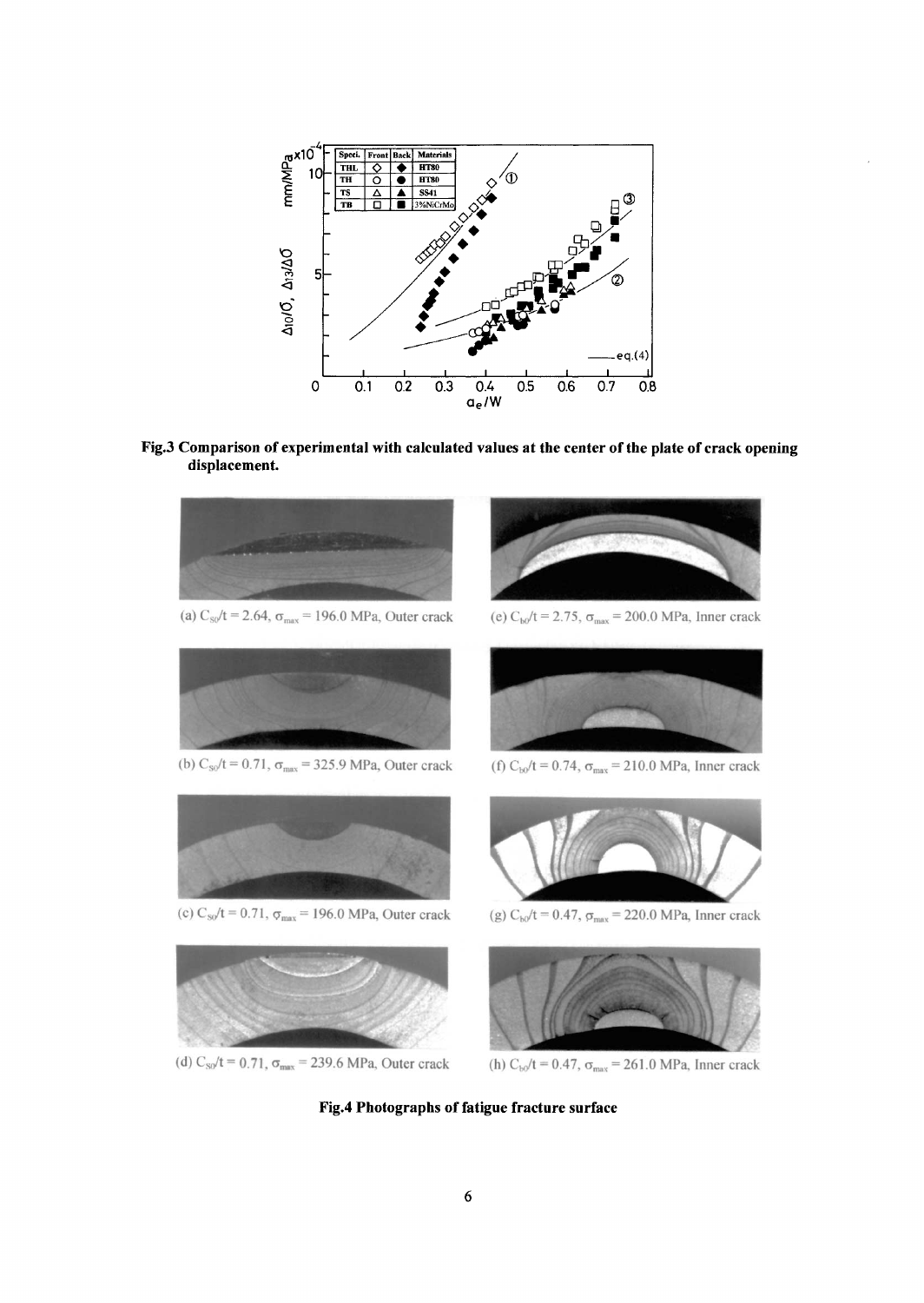**Fig.3 Comparison of experimental with calculated values at the center of the plate of crack opening displacement.**

(a) $C_{s0}/t = 2.64$, $\sigma_{max} = 196.0$ MPa, Outer crack

(b) $C_{s0}/t = 0.71$, $\sigma_{max} = 325.9$ MPa, Outer crack

(c) $C_{s0}/t = 0.71$, $\sigma_{max} = 196.0$ MPa, Outer crack

(d) $C_{s0}/t = 0.71$, $\sigma_{max} = 239.6$ MPa, Outer crack

(e) $C_{b0}/t = 2.75$, $\sigma_{max} = 200.0$ MPa, Inner crack

(f) $C_{b0}/t = 0.74$, $\sigma_{max} = 210.0$ MPa, Inner crack

(g) $C_{b0}/t = 0.47$, $\sigma_{max} = 220.0$ MPa, Inner crack

(h) $C_{b0}/t = 0.47$, $\sigma_{max} = 261.0$ MPa, Inner crack

**Fig.4 Photographs of fatigue fracture surface**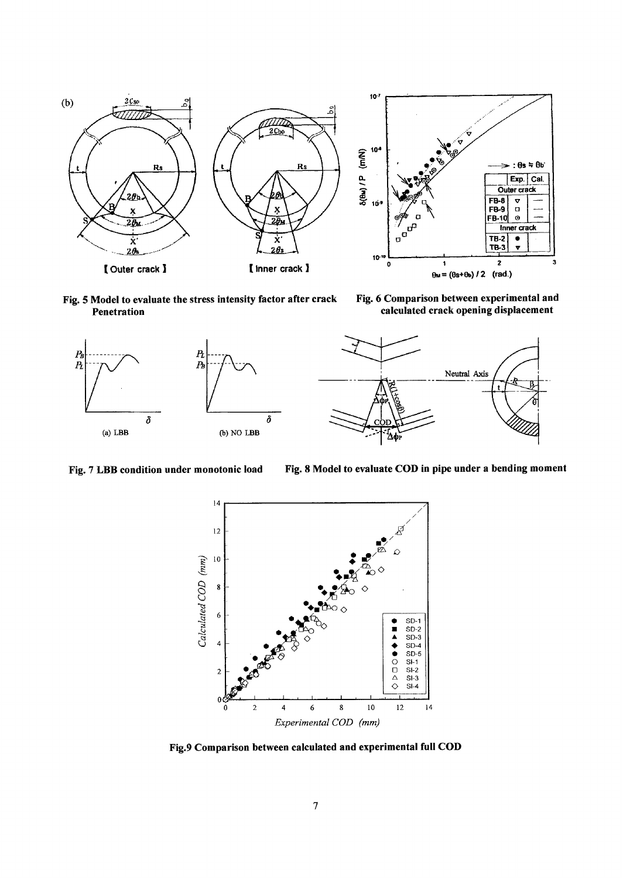**Fig. 5 Model to evaluate the stress intensity factor after crack Penetration**

**Fig. 6 Comparison between experimental and calculated crack opening displacement**

**Fig. 7 LBB condition under monotonic load**

**Fig. 8 Model to evaluate COD in pipe under a bending moment**

**Fig.9 Comparison between calculated and experimental full COD**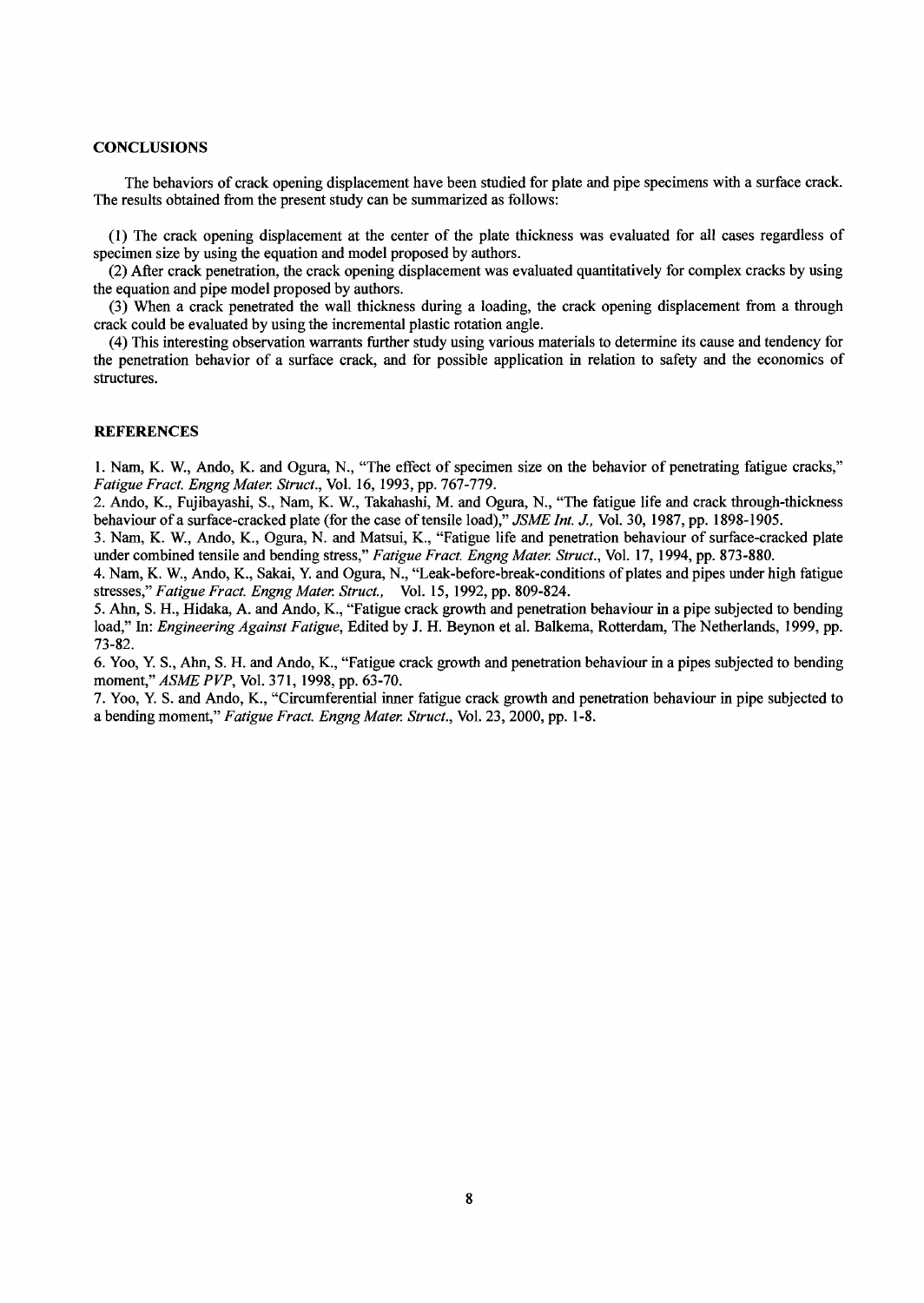## CONCLUSIONS

The behaviors of crack opening displacement have been studied for plate and pipe specimens with a surface crack. The results obtained from the present study can be summarized as follows:

(1) The crack opening displacement at the center of the plate thickness was evaluated for all cases regardless of specimen size by using the equation and model proposed by authors.

(2) After crack penetration, the crack opening displacement was evaluated quantitatively for complex cracks by using the equation and pipe model proposed by authors.

(3) When a crack penetrated the wall thickness during a loading, the crack opening displacement from a through crack could be evaluated by using the incremental plastic rotation angle.

(4) This interesting observation warrants further study using various materials to determine its cause and tendency for the penetration behavior of a surface crack, and for possible application in relation to safety and the economics of structures.

## REFERENCES

1. Nam, K. W., Ando, K. and Ogura, N., "The effect of specimen size on the behavior of penetrating fatigue cracks," *Fatigue Fract. Engng Mater. Struct.*, Vol. 16, 1993, pp. 767-779.

2. Ando, K., Fujibayashi, S., Nam, K. W., Takahashi, M. and Ogura, N., "The fatigue life and crack through-thickness behaviour of a surface-cracked plate (for the case of tensile load)," *JSME Int. J.*, Vol. 30, 1987, pp. 1898-1905.

3. Nam, K. W., Ando, K., Ogura, N. and Matsui, K., "Fatigue life and penetration behaviour of surface-cracked plate under combined tensile and bending stress," *Fatigue Fract. Engng Mater. Struct.*, Vol. 17, 1994, pp. 873-880.

4. Nam, K. W., Ando, K., Sakai, Y. and Ogura, N., "Leak-before-break-conditions of plates and pipes under high fatigue stresses," *Fatigue Fract. Engng Mater. Struct.*, Vol. 15, 1992, pp. 809-824.

5. Ahn, S. H., Hidaka, A. and Ando, K., "Fatigue crack growth and penetration behaviour in a pipe subjected to bending load," In: *Engineering Against Fatigue*, Edited by J. H. Beynon et al. Balkema, Rotterdam, The Netherlands, 1999, pp. 73-82.

6. Yoo, Y. S., Ahn, S. H. and Ando, K., "Fatigue crack growth and penetration behaviour in a pipes subjected to bending moment," *ASME PVP*, Vol. 371, 1998, pp. 63-70.

7. Yoo, Y. S. and Ando, K., "Circumferential inner fatigue crack growth and penetration behaviour in pipe subjected to a bending moment," *Fatigue Fract. Engng Mater. Struct.*, Vol. 23, 2000, pp. 1-8.